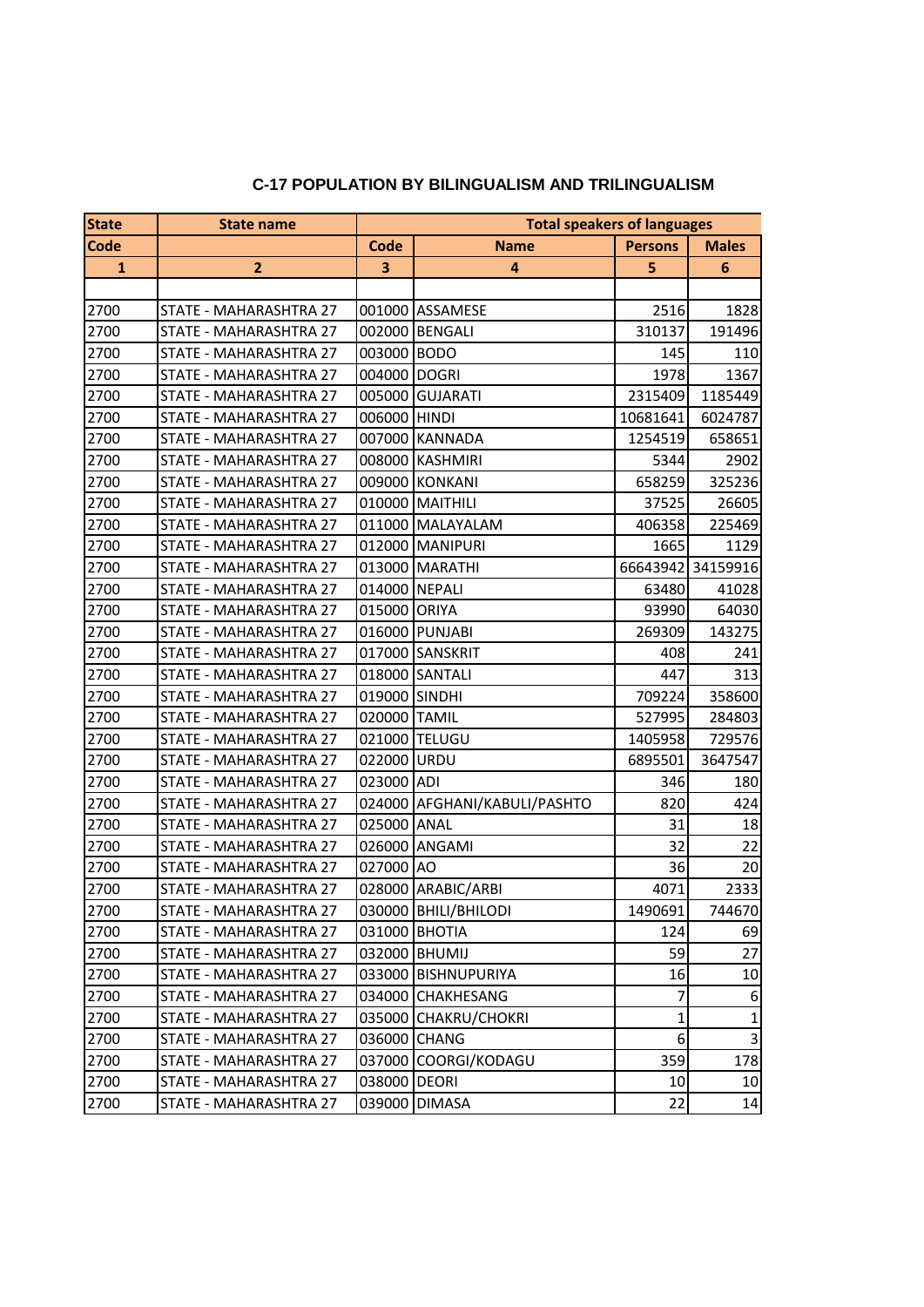## C-17 POPULATION BY BILINGUALISM AND TRILINGUALISM

| State | State name | Total speakers of languages | | | |
|---|---|---|---|---|---|
| Code | | Code | Name | Persons | Males |
| 1 | 2 | 3 | 4 | 5 | 6 |
| | | | | | |
| 2700 | STATE - MAHARASHTRA 27 | 001000 | ASSAMESE | 2516 | 1828 |
| 2700 | STATE - MAHARASHTRA 27 | 002000 | BENGALI | 310137 | 191496 |
| 2700 | STATE - MAHARASHTRA 27 | 003000 | BODO | 145 | 110 |
| 2700 | STATE - MAHARASHTRA 27 | 004000 | DOGRI | 1978 | 1367 |
| 2700 | STATE - MAHARASHTRA 27 | 005000 | GUJARATI | 2315409 | 1185449 |
| 2700 | STATE - MAHARASHTRA 27 | 006000 | HINDI | 10681641 | 6024787 |
| 2700 | STATE - MAHARASHTRA 27 | 007000 | KANNADA | 1254519 | 658651 |
| 2700 | STATE - MAHARASHTRA 27 | 008000 | KASHMIRI | 5344 | 2902 |
| 2700 | STATE - MAHARASHTRA 27 | 009000 | KONKANI | 658259 | 325236 |
| 2700 | STATE - MAHARASHTRA 27 | 010000 | MAITHILI | 37525 | 26605 |
| 2700 | STATE - MAHARASHTRA 27 | 011000 | MALAYALAM | 406358 | 225469 |
| 2700 | STATE - MAHARASHTRA 27 | 012000 | MANIPURI | 1665 | 1129 |
| 2700 | STATE - MAHARASHTRA 27 | 013000 | MARATHI | 66643942 | 34159916 |
| 2700 | STATE - MAHARASHTRA 27 | 014000 | NEPALI | 63480 | 41028 |
| 2700 | STATE - MAHARASHTRA 27 | 015000 | ORIYA | 93990 | 64030 |
| 2700 | STATE - MAHARASHTRA 27 | 016000 | PUNJABI | 269309 | 143275 |
| 2700 | STATE - MAHARASHTRA 27 | 017000 | SANSKRIT | 408 | 241 |
| 2700 | STATE - MAHARASHTRA 27 | 018000 | SANTALI | 447 | 313 |
| 2700 | STATE - MAHARASHTRA 27 | 019000 | SINDHI | 709224 | 358600 |
| 2700 | STATE - MAHARASHTRA 27 | 020000 | TAMIL | 527995 | 284803 |
| 2700 | STATE - MAHARASHTRA 27 | 021000 | TELUGU | 1405958 | 729576 |
| 2700 | STATE - MAHARASHTRA 27 | 022000 | URDU | 6895501 | 3647547 |
| 2700 | STATE - MAHARASHTRA 27 | 023000 | ADI | 346 | 180 |
| 2700 | STATE - MAHARASHTRA 27 | 024000 | AFGHANI/KABULI/PASHTO | 820 | 424 |
| 2700 | STATE - MAHARASHTRA 27 | 025000 | ANAL | 31 | 18 |
| 2700 | STATE - MAHARASHTRA 27 | 026000 | ANGAMI | 32 | 22 |
| 2700 | STATE - MAHARASHTRA 27 | 027000 | AO | 36 | 20 |
| 2700 | STATE - MAHARASHTRA 27 | 028000 | ARABIC/ARBI | 4071 | 2333 |
| 2700 | STATE - MAHARASHTRA 27 | 030000 | BHILI/BHILODI | 1490691 | 744670 |
| 2700 | STATE - MAHARASHTRA 27 | 031000 | BHOTIA | 124 | 69 |
| 2700 | STATE - MAHARASHTRA 27 | 032000 | BHUMIJ | 59 | 27 |
| 2700 | STATE - MAHARASHTRA 27 | 033000 | BISHNUPURIYA | 16 | 10 |
| 2700 | STATE - MAHARASHTRA 27 | 034000 | CHAKHESANG | 7 | 6 |
| 2700 | STATE - MAHARASHTRA 27 | 035000 | CHAKRU/CHOKRI | 1 | 1 |
| 2700 | STATE - MAHARASHTRA 27 | 036000 | CHANG | 6 | 3 |
| 2700 | STATE - MAHARASHTRA 27 | 037000 | COORGI/KODAGU | 359 | 178 |
| 2700 | STATE - MAHARASHTRA 27 | 038000 | DEORI | 10 | 10 |
| 2700 | STATE - MAHARASHTRA 27 | 039000 | DIMASA | 22 | 14 |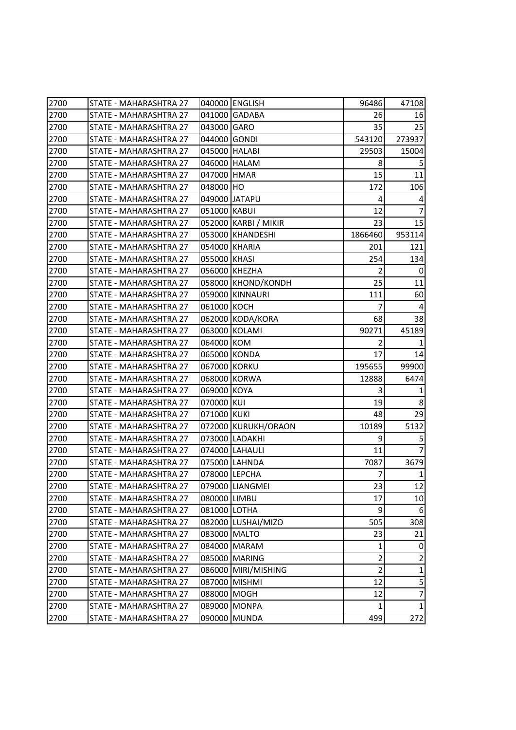| 2700 | STATE - MAHARASHTRA 27 | 040000 | ENGLISH | 96486 | 47108 |
|---|---|---|---|---|---|
| 2700 | STATE - MAHARASHTRA 27 | 041000 | GADABA | 26 | 16 |
| 2700 | STATE - MAHARASHTRA 27 | 043000 | GARO | 35 | 25 |
| 2700 | STATE - MAHARASHTRA 27 | 044000 | GONDI | 543120 | 273937 |
| 2700 | STATE - MAHARASHTRA 27 | 045000 | HALABI | 29503 | 15004 |
| 2700 | STATE - MAHARASHTRA 27 | 046000 | HALAM | 8 | 5 |
| 2700 | STATE - MAHARASHTRA 27 | 047000 | HMAR | 15 | 11 |
| 2700 | STATE - MAHARASHTRA 27 | 048000 | HO | 172 | 106 |
| 2700 | STATE - MAHARASHTRA 27 | 049000 | JATAPU | 4 | 4 |
| 2700 | STATE - MAHARASHTRA 27 | 051000 | KABUI | 12 | 7 |
| 2700 | STATE - MAHARASHTRA 27 | 052000 | KARBI / MIKIR | 23 | 15 |
| 2700 | STATE - MAHARASHTRA 27 | 053000 | KHANDESHI | 1866460 | 953114 |
| 2700 | STATE - MAHARASHTRA 27 | 054000 | KHARIA | 201 | 121 |
| 2700 | STATE - MAHARASHTRA 27 | 055000 | KHASI | 254 | 134 |
| 2700 | STATE - MAHARASHTRA 27 | 056000 | KHEZHA | 2 | 0 |
| 2700 | STATE - MAHARASHTRA 27 | 058000 | KHOND/KONDH | 25 | 11 |
| 2700 | STATE - MAHARASHTRA 27 | 059000 | KINNAURI | 111 | 60 |
| 2700 | STATE - MAHARASHTRA 27 | 061000 | KOCH | 7 | 4 |
| 2700 | STATE - MAHARASHTRA 27 | 062000 | KODA/KORA | 68 | 38 |
| 2700 | STATE - MAHARASHTRA 27 | 063000 | KOLAMI | 90271 | 45189 |
| 2700 | STATE - MAHARASHTRA 27 | 064000 | KOM | 2 | 1 |
| 2700 | STATE - MAHARASHTRA 27 | 065000 | KONDA | 17 | 14 |
| 2700 | STATE - MAHARASHTRA 27 | 067000 | KORKU | 195655 | 99900 |
| 2700 | STATE - MAHARASHTRA 27 | 068000 | KORWA | 12888 | 6474 |
| 2700 | STATE - MAHARASHTRA 27 | 069000 | KOYA | 3 | 1 |
| 2700 | STATE - MAHARASHTRA 27 | 070000 | KUI | 19 | 8 |
| 2700 | STATE - MAHARASHTRA 27 | 071000 | KUKI | 48 | 29 |
| 2700 | STATE - MAHARASHTRA 27 | 072000 | KURUKH/ORAON | 10189 | 5132 |
| 2700 | STATE - MAHARASHTRA 27 | 073000 | LADAKHI | 9 | 5 |
| 2700 | STATE - MAHARASHTRA 27 | 074000 | LAHAULI | 11 | 7 |
| 2700 | STATE - MAHARASHTRA 27 | 075000 | LAHNDA | 7087 | 3679 |
| 2700 | STATE - MAHARASHTRA 27 | 078000 | LEPCHA | 7 | 1 |
| 2700 | STATE - MAHARASHTRA 27 | 079000 | LIANGMEI | 23 | 12 |
| 2700 | STATE - MAHARASHTRA 27 | 080000 | LIMBU | 17 | 10 |
| 2700 | STATE - MAHARASHTRA 27 | 081000 | LOTHA | 9 | 6 |
| 2700 | STATE - MAHARASHTRA 27 | 082000 | LUSHAI/MIZO | 505 | 308 |
| 2700 | STATE - MAHARASHTRA 27 | 083000 | MALTO | 23 | 21 |
| 2700 | STATE - MAHARASHTRA 27 | 084000 | MARAM | 1 | 0 |
| 2700 | STATE - MAHARASHTRA 27 | 085000 | MARING | 2 | 2 |
| 2700 | STATE - MAHARASHTRA 27 | 086000 | MIRI/MISHING | 2 | 1 |
| 2700 | STATE - MAHARASHTRA 27 | 087000 | MISHMI | 12 | 5 |
| 2700 | STATE - MAHARASHTRA 27 | 088000 | MOGH | 12 | 7 |
| 2700 | STATE - MAHARASHTRA 27 | 089000 | MONPA | 1 | 1 |
| 2700 | STATE - MAHARASHTRA 27 | 090000 | MUNDA | 499 | 272 |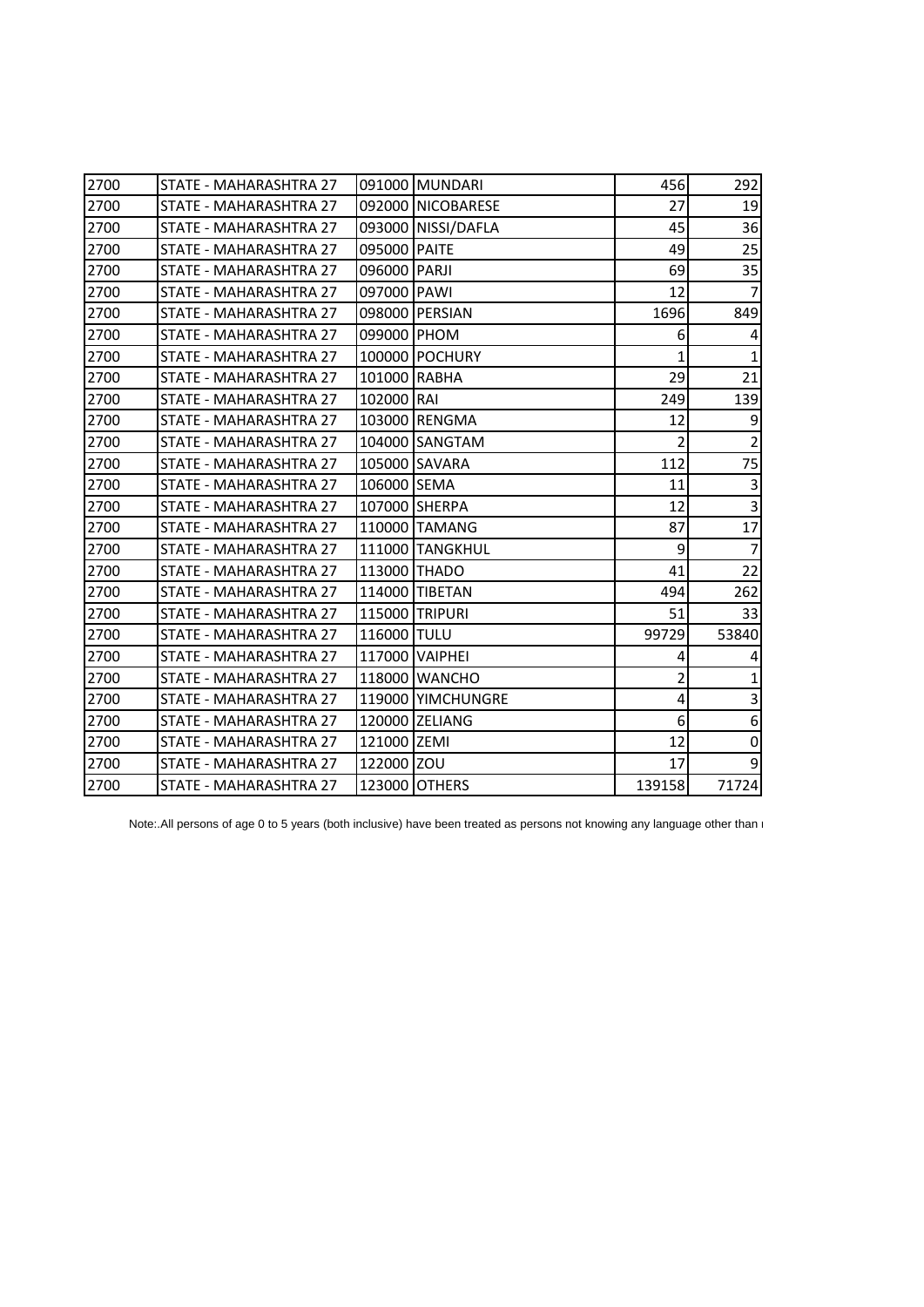| | | | | | |
|---|---|---|---|---|---|
| 2700 | STATE - MAHARASHTRA 27 | 091000 | MUNDARI | 456 | 292 |
| 2700 | STATE - MAHARASHTRA 27 | 092000 | NICOBARESE | 27 | 19 |
| 2700 | STATE - MAHARASHTRA 27 | 093000 | NISSI/DAFLA | 45 | 36 |
| 2700 | STATE - MAHARASHTRA 27 | 095000 | PAITE | 49 | 25 |
| 2700 | STATE - MAHARASHTRA 27 | 096000 | PARJI | 69 | 35 |
| 2700 | STATE - MAHARASHTRA 27 | 097000 | PAWI | 12 | 7 |
| 2700 | STATE - MAHARASHTRA 27 | 098000 | PERSIAN | 1696 | 849 |
| 2700 | STATE - MAHARASHTRA 27 | 099000 | PHOM | 6 | 4 |
| 2700 | STATE - MAHARASHTRA 27 | 100000 | POCHURY | 1 | 1 |
| 2700 | STATE - MAHARASHTRA 27 | 101000 | RABHA | 29 | 21 |
| 2700 | STATE - MAHARASHTRA 27 | 102000 | RAI | 249 | 139 |
| 2700 | STATE - MAHARASHTRA 27 | 103000 | RENGMA | 12 | 9 |
| 2700 | STATE - MAHARASHTRA 27 | 104000 | SANGTAM | 2 | 2 |
| 2700 | STATE - MAHARASHTRA 27 | 105000 | SAVARA | 112 | 75 |
| 2700 | STATE - MAHARASHTRA 27 | 106000 | SEMA | 11 | 3 |
| 2700 | STATE - MAHARASHTRA 27 | 107000 | SHERPA | 12 | 3 |
| 2700 | STATE - MAHARASHTRA 27 | 110000 | TAMANG | 87 | 17 |
| 2700 | STATE - MAHARASHTRA 27 | 111000 | TANGKHUL | 9 | 7 |
| 2700 | STATE - MAHARASHTRA 27 | 113000 | THADO | 41 | 22 |
| 2700 | STATE - MAHARASHTRA 27 | 114000 | TIBETAN | 494 | 262 |
| 2700 | STATE - MAHARASHTRA 27 | 115000 | TRIPURI | 51 | 33 |
| 2700 | STATE - MAHARASHTRA 27 | 116000 | TULU | 99729 | 53840 |
| 2700 | STATE - MAHARASHTRA 27 | 117000 | VAIPHEI | 4 | 4 |
| 2700 | STATE - MAHARASHTRA 27 | 118000 | WANCHO | 2 | 1 |
| 2700 | STATE - MAHARASHTRA 27 | 119000 | YIMCHUNGRE | 4 | 3 |
| 2700 | STATE - MAHARASHTRA 27 | 120000 | ZELIANG | 6 | 6 |
| 2700 | STATE - MAHARASHTRA 27 | 121000 | ZEMI | 12 | 0 |
| 2700 | STATE - MAHARASHTRA 27 | 122000 | ZOU | 17 | 9 |
| 2700 | STATE - MAHARASHTRA 27 | 123000 | OTHERS | 139158 | 71724 |

Note:.All persons of age 0 to 5 years (both inclusive) have been treated as persons not knowing any language other than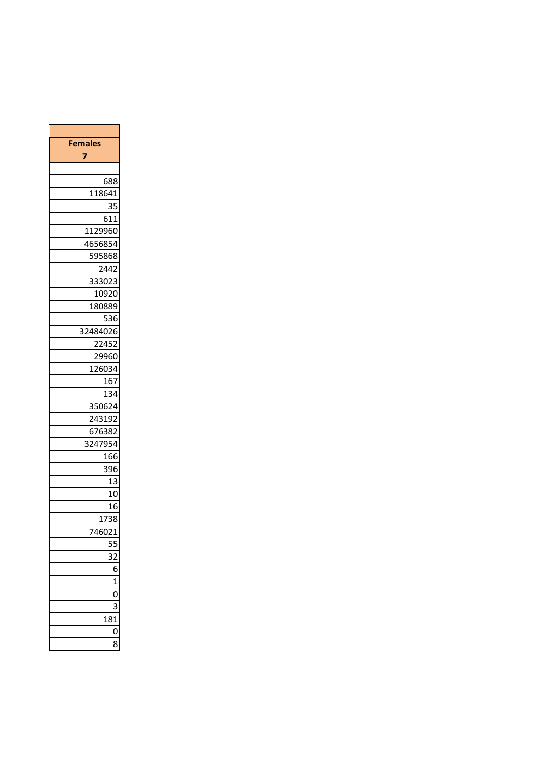| Females |
| --- |
| 7 |
| |
| 688 |
| 118641 |
| 35 |
| 611 |
| 1129960 |
| 4656854 |
| 595868 |
| 2442 |
| 333023 |
| 10920 |
| 180889 |
| 536 |
| 32484026 |
| 22452 |
| 29960 |
| 126034 |
| 167 |
| 134 |
| 350624 |
| 243192 |
| 676382 |
| 3247954 |
| 166 |
| 396 |
| 13 |
| 10 |
| 16 |
| 1738 |
| 746021 |
| 55 |
| 32 |
| 6 |
| 1 |
| 0 |
| 3 |
| 181 |
| 0 |
| 8 |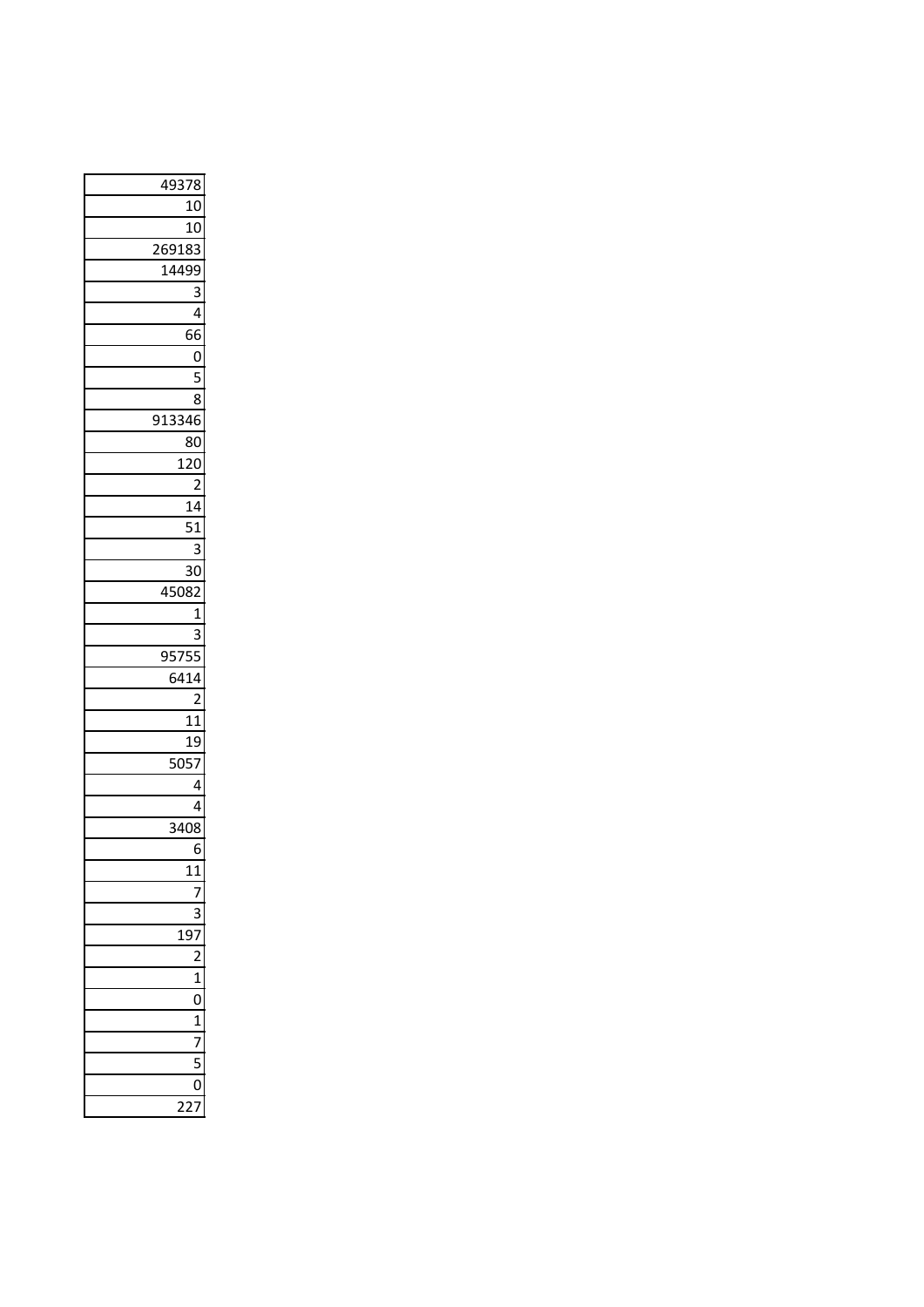| |
|---|
| 49378 |
| 10 |
| 10 |
| 269183 |
| 14499 |
| 3 |
| 4 |
| 66 |
| 0 |
| 5 |
| 8 |
| 913346 |
| 80 |
| 120 |
| 2 |
| 14 |
| 51 |
| 3 |
| 30 |
| 45082 |
| 1 |
| 3 |
| 95755 |
| 6414 |
| 2 |
| 11 |
| 19 |
| 5057 |
| 4 |
| 4 |
| 3408 |
| 6 |
| 11 |
| 7 |
| 3 |
| 197 |
| 2 |
| 1 |
| 0 |
| 1 |
| 7 |
| 5 |
| 0 |
| 227 |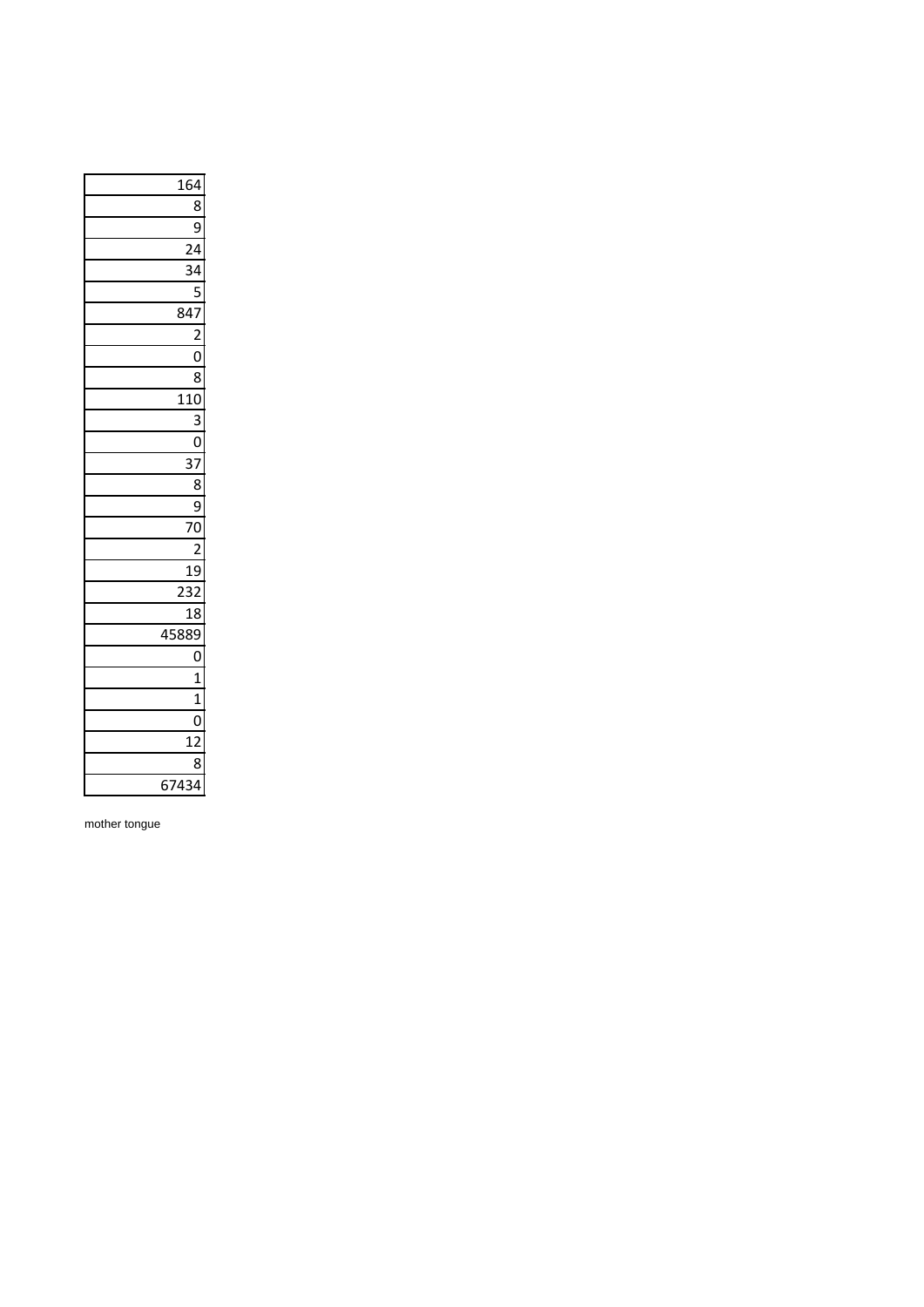| |
|---|
| 164 |
| 8 |
| 9 |
| 24 |
| 34 |
| 5 |
| 847 |
| 2 |
| 0 |
| 8 |
| 110 |
| 3 |
| 0 |
| 37 |
| 8 |
| 9 |
| 70 |
| 2 |
| 19 |
| 232 |
| 18 |
| 45889 |
| 0 |
| 1 |
| 1 |
| 0 |
| 12 |
| 8 |
| 67434 |

mother tongue